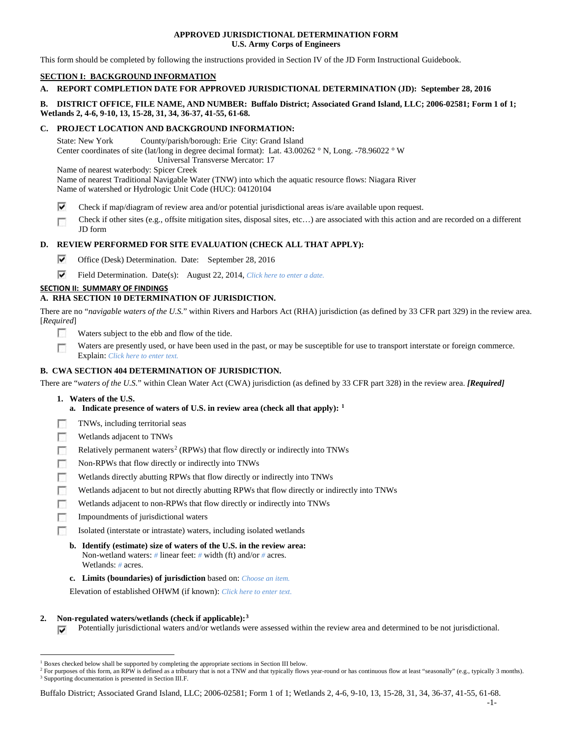**APPROVED JURISDICTIONAL DETERMINATION FORM**
**U.S. Army Corps of Engineers**

This form should be completed by following the instructions provided in Section IV of the JD Form Instructional Guidebook.

## SECTION I: BACKGROUND INFORMATION

**A. REPORT COMPLETION DATE FOR APPROVED JURISDICTIONAL DETERMINATION (JD): September 28, 2016**

**B. DISTRICT OFFICE, FILE NAME, AND NUMBER: Buffalo District; Associated Grand Island, LLC; 2006-02581; Form 1 of 1; Wetlands 2, 4-6, 9-10, 13, 15-28, 31, 34, 36-37, 41-55, 61-68.**

**C. PROJECT LOCATION AND BACKGROUND INFORMATION:**

State: New York County/parish/borough: Erie City: Grand Island
Center coordinates of site (lat/long in degree decimal format): Lat. 43.00262 ° N, Long. -78.96022 ° W
Universal Transverse Mercator: 17
Name of nearest waterbody: Spicer Creek
Name of nearest Traditional Navigable Water (TNW) into which the aquatic resource flows: Niagara River
Name of watershed or Hydrologic Unit Code (HUC): 04120104

- [x] Check if map/diagram of review area and/or potential jurisdictional areas is/are available upon request.
- [ ] Check if other sites (e.g., offsite mitigation sites, disposal sites, etc…) are associated with this action and are recorded on a different JD form

**D. REVIEW PERFORMED FOR SITE EVALUATION (CHECK ALL THAT APPLY):**

- [x] Office (Desk) Determination. Date: September 28, 2016
- [x] Field Determination. Date(s): August 22, 2014, *Click here to enter a date.*

## SECTION II: SUMMARY OF FINDINGS

**A. RHA SECTION 10 DETERMINATION OF JURISDICTION.**

There are no "*navigable waters of the U.S.*" within Rivers and Harbors Act (RHA) jurisdiction (as defined by 33 CFR part 329) in the review area. [*Required*]

- [ ] Waters subject to the ebb and flow of the tide.
- [ ] Waters are presently used, or have been used in the past, or may be susceptible for use to transport interstate or foreign commerce. Explain: *Click here to enter text.*

**B. CWA SECTION 404 DETERMINATION OF JURISDICTION.**

There are "*waters of the U.S.*" within Clean Water Act (CWA) jurisdiction (as defined by 33 CFR part 328) in the review area. ***[Required]***

**1. Waters of the U.S.**

**a. Indicate presence of waters of U.S. in review area (check all that apply): [1]**

- [ ] TNWs, including territorial seas
- [ ] Wetlands adjacent to TNWs
- [ ] Relatively permanent waters[2] (RPWs) that flow directly or indirectly into TNWs
- [ ] Non-RPWs that flow directly or indirectly into TNWs
- [ ] Wetlands directly abutting RPWs that flow directly or indirectly into TNWs
- [ ] Wetlands adjacent to but not directly abutting RPWs that flow directly or indirectly into TNWs
- [ ] Wetlands adjacent to non-RPWs that flow directly or indirectly into TNWs
- [ ] Impoundments of jurisdictional waters
- [ ] Isolated (interstate or intrastate) waters, including isolated wetlands

**b. Identify (estimate) size of waters of the U.S. in the review area:**
Non-wetland waters: *#* linear feet: *#* width (ft) and/or *#* acres.
Wetlands: *#* acres.

**c. Limits (boundaries) of jurisdiction** based on: *Choose an item.*

Elevation of established OHWM (if known): *Click here to enter text.*

**2. Non-regulated waters/wetlands (check if applicable):[3]**

- [x] Potentially jurisdictional waters and/or wetlands were assessed within the review area and determined to be not jurisdictional.

---

[1] Boxes checked below shall be supported by completing the appropriate sections in Section III below.
[2] For purposes of this form, an RPW is defined as a tributary that is not a TNW and that typically flows year-round or has continuous flow at least "seasonally" (e.g., typically 3 months).
[3] Supporting documentation is presented in Section III.F.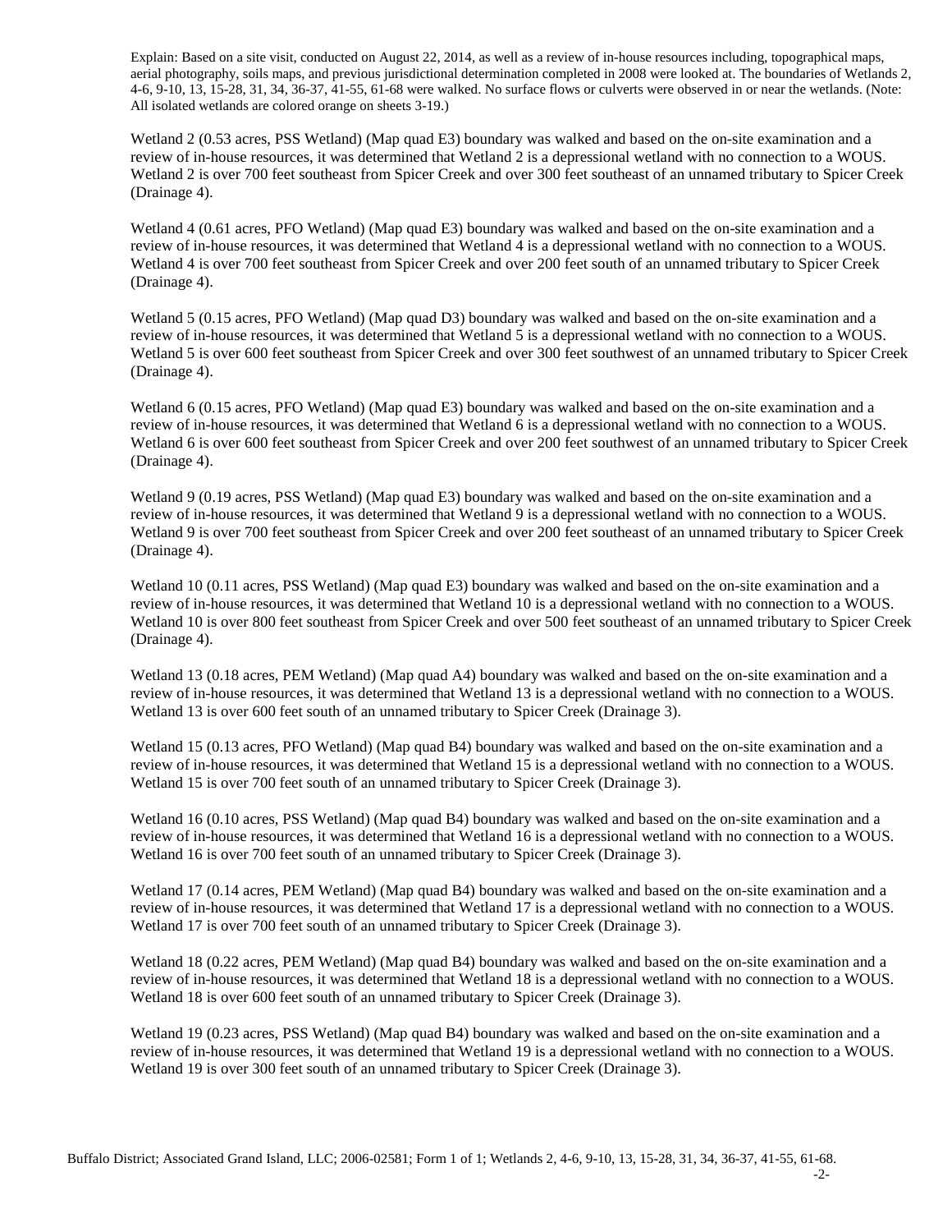Explain: Based on a site visit, conducted on August 22, 2014, as well as a review of in-house resources including, topographical maps, aerial photography, soils maps, and previous jurisdictional determination completed in 2008 were looked at. The boundaries of Wetlands 2, 4-6, 9-10, 13, 15-28, 31, 34, 36-37, 41-55, 61-68 were walked. No surface flows or culverts were observed in or near the wetlands. (Note: All isolated wetlands are colored orange on sheets 3-19.)

Wetland 2 (0.53 acres, PSS Wetland) (Map quad E3) boundary was walked and based on the on-site examination and a review of in-house resources, it was determined that Wetland 2 is a depressional wetland with no connection to a WOUS. Wetland 2 is over 700 feet southeast from Spicer Creek and over 300 feet southeast of an unnamed tributary to Spicer Creek (Drainage 4).

Wetland 4 (0.61 acres, PFO Wetland) (Map quad E3) boundary was walked and based on the on-site examination and a review of in-house resources, it was determined that Wetland 4 is a depressional wetland with no connection to a WOUS. Wetland 4 is over 700 feet southeast from Spicer Creek and over 200 feet south of an unnamed tributary to Spicer Creek (Drainage 4).

Wetland 5 (0.15 acres, PFO Wetland) (Map quad D3) boundary was walked and based on the on-site examination and a review of in-house resources, it was determined that Wetland 5 is a depressional wetland with no connection to a WOUS. Wetland 5 is over 600 feet southeast from Spicer Creek and over 300 feet southwest of an unnamed tributary to Spicer Creek (Drainage 4).

Wetland 6 (0.15 acres, PFO Wetland) (Map quad E3) boundary was walked and based on the on-site examination and a review of in-house resources, it was determined that Wetland 6 is a depressional wetland with no connection to a WOUS. Wetland 6 is over 600 feet southeast from Spicer Creek and over 200 feet southwest of an unnamed tributary to Spicer Creek (Drainage 4).

Wetland 9 (0.19 acres, PSS Wetland) (Map quad E3) boundary was walked and based on the on-site examination and a review of in-house resources, it was determined that Wetland 9 is a depressional wetland with no connection to a WOUS. Wetland 9 is over 700 feet southeast from Spicer Creek and over 200 feet southeast of an unnamed tributary to Spicer Creek (Drainage 4).

Wetland 10 (0.11 acres, PSS Wetland) (Map quad E3) boundary was walked and based on the on-site examination and a review of in-house resources, it was determined that Wetland 10 is a depressional wetland with no connection to a WOUS. Wetland 10 is over 800 feet southeast from Spicer Creek and over 500 feet southeast of an unnamed tributary to Spicer Creek (Drainage 4).

Wetland 13 (0.18 acres, PEM Wetland) (Map quad A4) boundary was walked and based on the on-site examination and a review of in-house resources, it was determined that Wetland 13 is a depressional wetland with no connection to a WOUS. Wetland 13 is over 600 feet south of an unnamed tributary to Spicer Creek (Drainage 3).

Wetland 15 (0.13 acres, PFO Wetland) (Map quad B4) boundary was walked and based on the on-site examination and a review of in-house resources, it was determined that Wetland 15 is a depressional wetland with no connection to a WOUS. Wetland 15 is over 700 feet south of an unnamed tributary to Spicer Creek (Drainage 3).

Wetland 16 (0.10 acres, PSS Wetland) (Map quad B4) boundary was walked and based on the on-site examination and a review of in-house resources, it was determined that Wetland 16 is a depressional wetland with no connection to a WOUS. Wetland 16 is over 700 feet south of an unnamed tributary to Spicer Creek (Drainage 3).

Wetland 17 (0.14 acres, PEM Wetland) (Map quad B4) boundary was walked and based on the on-site examination and a review of in-house resources, it was determined that Wetland 17 is a depressional wetland with no connection to a WOUS. Wetland 17 is over 700 feet south of an unnamed tributary to Spicer Creek (Drainage 3).

Wetland 18 (0.22 acres, PEM Wetland) (Map quad B4) boundary was walked and based on the on-site examination and a review of in-house resources, it was determined that Wetland 18 is a depressional wetland with no connection to a WOUS. Wetland 18 is over 600 feet south of an unnamed tributary to Spicer Creek (Drainage 3).

Wetland 19 (0.23 acres, PSS Wetland) (Map quad B4) boundary was walked and based on the on-site examination and a review of in-house resources, it was determined that Wetland 19 is a depressional wetland with no connection to a WOUS. Wetland 19 is over 300 feet south of an unnamed tributary to Spicer Creek (Drainage 3).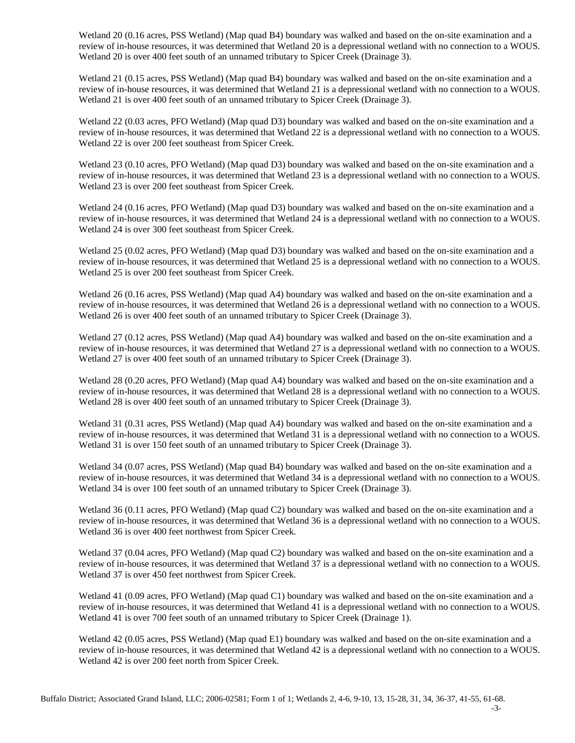Wetland 20 (0.16 acres, PSS Wetland) (Map quad B4) boundary was walked and based on the on-site examination and a review of in-house resources, it was determined that Wetland 20 is a depressional wetland with no connection to a WOUS. Wetland 20 is over 400 feet south of an unnamed tributary to Spicer Creek (Drainage 3).

Wetland 21 (0.15 acres, PSS Wetland) (Map quad B4) boundary was walked and based on the on-site examination and a review of in-house resources, it was determined that Wetland 21 is a depressional wetland with no connection to a WOUS. Wetland 21 is over 400 feet south of an unnamed tributary to Spicer Creek (Drainage 3).

Wetland 22 (0.03 acres, PFO Wetland) (Map quad D3) boundary was walked and based on the on-site examination and a review of in-house resources, it was determined that Wetland 22 is a depressional wetland with no connection to a WOUS. Wetland 22 is over 200 feet southeast from Spicer Creek.

Wetland 23 (0.10 acres, PFO Wetland) (Map quad D3) boundary was walked and based on the on-site examination and a review of in-house resources, it was determined that Wetland 23 is a depressional wetland with no connection to a WOUS. Wetland 23 is over 200 feet southeast from Spicer Creek.

Wetland 24 (0.16 acres, PFO Wetland) (Map quad D3) boundary was walked and based on the on-site examination and a review of in-house resources, it was determined that Wetland 24 is a depressional wetland with no connection to a WOUS. Wetland 24 is over 300 feet southeast from Spicer Creek.

Wetland 25 (0.02 acres, PFO Wetland) (Map quad D3) boundary was walked and based on the on-site examination and a review of in-house resources, it was determined that Wetland 25 is a depressional wetland with no connection to a WOUS. Wetland 25 is over 200 feet southeast from Spicer Creek.

Wetland 26 (0.16 acres, PSS Wetland) (Map quad A4) boundary was walked and based on the on-site examination and a review of in-house resources, it was determined that Wetland 26 is a depressional wetland with no connection to a WOUS. Wetland 26 is over 400 feet south of an unnamed tributary to Spicer Creek (Drainage 3).

Wetland 27 (0.12 acres, PSS Wetland) (Map quad A4) boundary was walked and based on the on-site examination and a review of in-house resources, it was determined that Wetland 27 is a depressional wetland with no connection to a WOUS. Wetland 27 is over 400 feet south of an unnamed tributary to Spicer Creek (Drainage 3).

Wetland 28 (0.20 acres, PFO Wetland) (Map quad A4) boundary was walked and based on the on-site examination and a review of in-house resources, it was determined that Wetland 28 is a depressional wetland with no connection to a WOUS. Wetland 28 is over 400 feet south of an unnamed tributary to Spicer Creek (Drainage 3).

Wetland 31 (0.31 acres, PSS Wetland) (Map quad A4) boundary was walked and based on the on-site examination and a review of in-house resources, it was determined that Wetland 31 is a depressional wetland with no connection to a WOUS. Wetland 31 is over 150 feet south of an unnamed tributary to Spicer Creek (Drainage 3).

Wetland 34 (0.07 acres, PSS Wetland) (Map quad B4) boundary was walked and based on the on-site examination and a review of in-house resources, it was determined that Wetland 34 is a depressional wetland with no connection to a WOUS. Wetland 34 is over 100 feet south of an unnamed tributary to Spicer Creek (Drainage 3).

Wetland 36 (0.11 acres, PFO Wetland) (Map quad C2) boundary was walked and based on the on-site examination and a review of in-house resources, it was determined that Wetland 36 is a depressional wetland with no connection to a WOUS. Wetland 36 is over 400 feet northwest from Spicer Creek.

Wetland 37 (0.04 acres, PFO Wetland) (Map quad C2) boundary was walked and based on the on-site examination and a review of in-house resources, it was determined that Wetland 37 is a depressional wetland with no connection to a WOUS. Wetland 37 is over 450 feet northwest from Spicer Creek.

Wetland 41 (0.09 acres, PFO Wetland) (Map quad C1) boundary was walked and based on the on-site examination and a review of in-house resources, it was determined that Wetland 41 is a depressional wetland with no connection to a WOUS. Wetland 41 is over 700 feet south of an unnamed tributary to Spicer Creek (Drainage 1).

Wetland 42 (0.05 acres, PSS Wetland) (Map quad E1) boundary was walked and based on the on-site examination and a review of in-house resources, it was determined that Wetland 42 is a depressional wetland with no connection to a WOUS. Wetland 42 is over 200 feet north from Spicer Creek.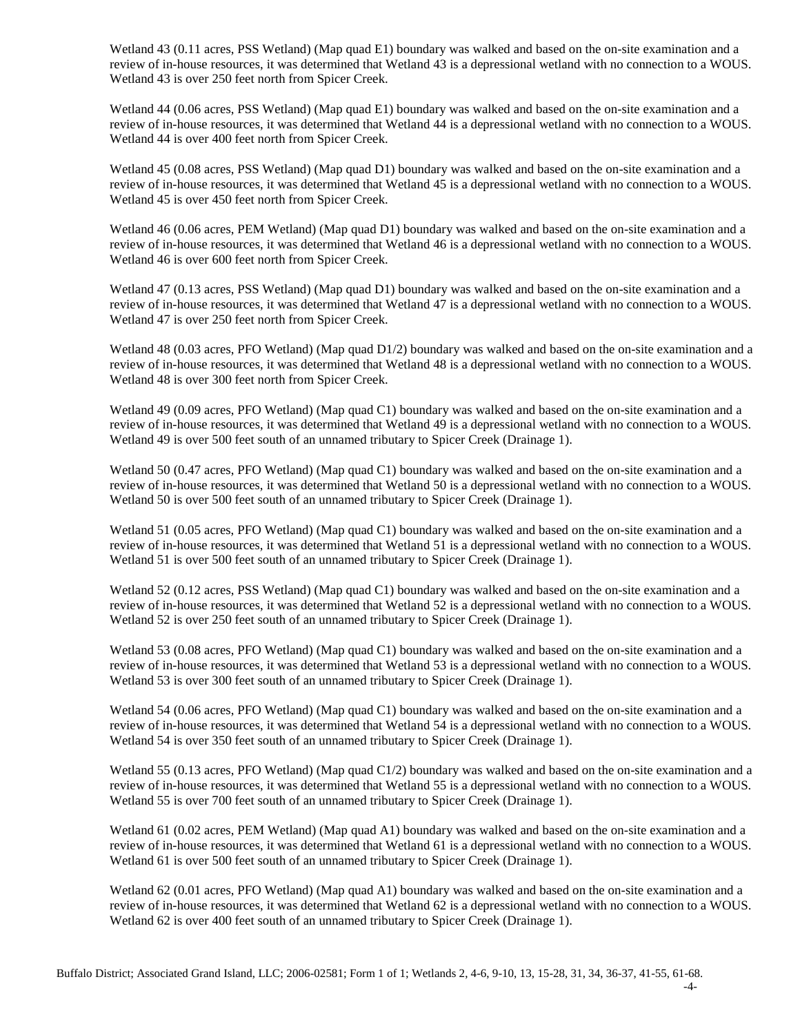Wetland 43 (0.11 acres, PSS Wetland) (Map quad E1) boundary was walked and based on the on-site examination and a review of in-house resources, it was determined that Wetland 43 is a depressional wetland with no connection to a WOUS. Wetland 43 is over 250 feet north from Spicer Creek.

Wetland 44 (0.06 acres, PSS Wetland) (Map quad E1) boundary was walked and based on the on-site examination and a review of in-house resources, it was determined that Wetland 44 is a depressional wetland with no connection to a WOUS. Wetland 44 is over 400 feet north from Spicer Creek.

Wetland 45 (0.08 acres, PSS Wetland) (Map quad D1) boundary was walked and based on the on-site examination and a review of in-house resources, it was determined that Wetland 45 is a depressional wetland with no connection to a WOUS. Wetland 45 is over 450 feet north from Spicer Creek.

Wetland 46 (0.06 acres, PEM Wetland) (Map quad D1) boundary was walked and based on the on-site examination and a review of in-house resources, it was determined that Wetland 46 is a depressional wetland with no connection to a WOUS. Wetland 46 is over 600 feet north from Spicer Creek.

Wetland 47 (0.13 acres, PSS Wetland) (Map quad D1) boundary was walked and based on the on-site examination and a review of in-house resources, it was determined that Wetland 47 is a depressional wetland with no connection to a WOUS. Wetland 47 is over 250 feet north from Spicer Creek.

Wetland 48 (0.03 acres, PFO Wetland) (Map quad D1/2) boundary was walked and based on the on-site examination and a review of in-house resources, it was determined that Wetland 48 is a depressional wetland with no connection to a WOUS. Wetland 48 is over 300 feet north from Spicer Creek.

Wetland 49 (0.09 acres, PFO Wetland) (Map quad C1) boundary was walked and based on the on-site examination and a review of in-house resources, it was determined that Wetland 49 is a depressional wetland with no connection to a WOUS. Wetland 49 is over 500 feet south of an unnamed tributary to Spicer Creek (Drainage 1).

Wetland 50 (0.47 acres, PFO Wetland) (Map quad C1) boundary was walked and based on the on-site examination and a review of in-house resources, it was determined that Wetland 50 is a depressional wetland with no connection to a WOUS. Wetland 50 is over 500 feet south of an unnamed tributary to Spicer Creek (Drainage 1).

Wetland 51 (0.05 acres, PFO Wetland) (Map quad C1) boundary was walked and based on the on-site examination and a review of in-house resources, it was determined that Wetland 51 is a depressional wetland with no connection to a WOUS. Wetland 51 is over 500 feet south of an unnamed tributary to Spicer Creek (Drainage 1).

Wetland 52 (0.12 acres, PSS Wetland) (Map quad C1) boundary was walked and based on the on-site examination and a review of in-house resources, it was determined that Wetland 52 is a depressional wetland with no connection to a WOUS. Wetland 52 is over 250 feet south of an unnamed tributary to Spicer Creek (Drainage 1).

Wetland 53 (0.08 acres, PFO Wetland) (Map quad C1) boundary was walked and based on the on-site examination and a review of in-house resources, it was determined that Wetland 53 is a depressional wetland with no connection to a WOUS. Wetland 53 is over 300 feet south of an unnamed tributary to Spicer Creek (Drainage 1).

Wetland 54 (0.06 acres, PFO Wetland) (Map quad C1) boundary was walked and based on the on-site examination and a review of in-house resources, it was determined that Wetland 54 is a depressional wetland with no connection to a WOUS. Wetland 54 is over 350 feet south of an unnamed tributary to Spicer Creek (Drainage 1).

Wetland 55 (0.13 acres, PFO Wetland) (Map quad C1/2) boundary was walked and based on the on-site examination and a review of in-house resources, it was determined that Wetland 55 is a depressional wetland with no connection to a WOUS. Wetland 55 is over 700 feet south of an unnamed tributary to Spicer Creek (Drainage 1).

Wetland 61 (0.02 acres, PEM Wetland) (Map quad A1) boundary was walked and based on the on-site examination and a review of in-house resources, it was determined that Wetland 61 is a depressional wetland with no connection to a WOUS. Wetland 61 is over 500 feet south of an unnamed tributary to Spicer Creek (Drainage 1).

Wetland 62 (0.01 acres, PFO Wetland) (Map quad A1) boundary was walked and based on the on-site examination and a review of in-house resources, it was determined that Wetland 62 is a depressional wetland with no connection to a WOUS. Wetland 62 is over 400 feet south of an unnamed tributary to Spicer Creek (Drainage 1).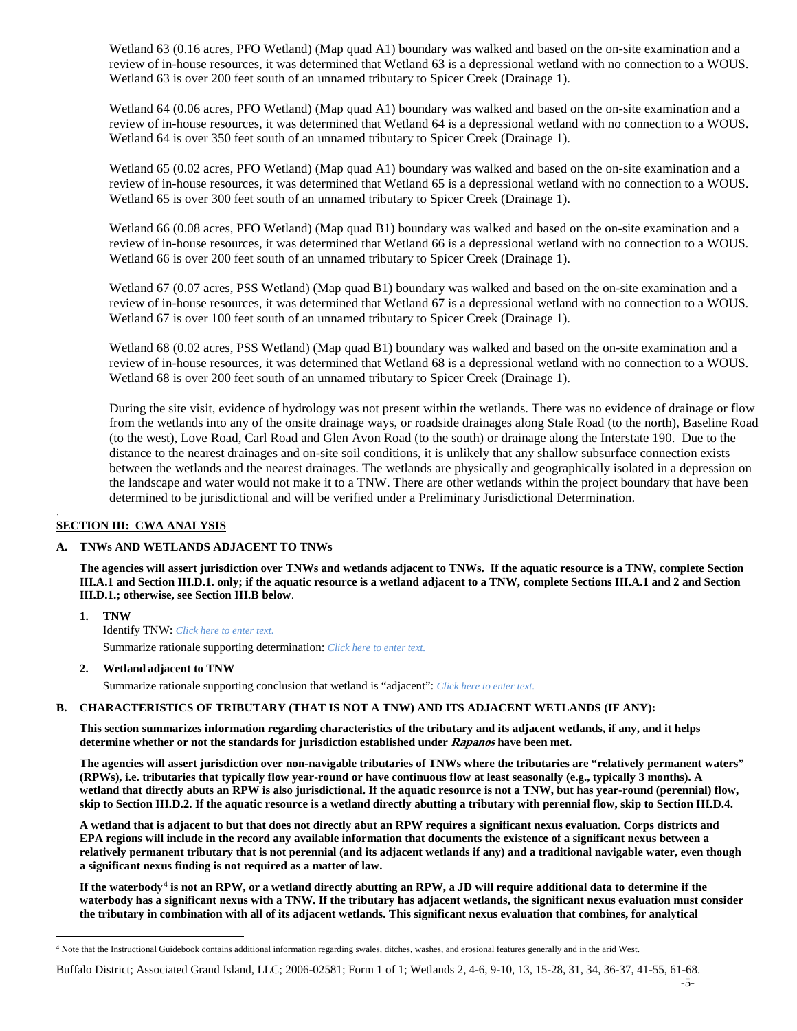Wetland 63 (0.16 acres, PFO Wetland) (Map quad A1) boundary was walked and based on the on-site examination and a review of in-house resources, it was determined that Wetland 63 is a depressional wetland with no connection to a WOUS. Wetland 63 is over 200 feet south of an unnamed tributary to Spicer Creek (Drainage 1).

Wetland 64 (0.06 acres, PFO Wetland) (Map quad A1) boundary was walked and based on the on-site examination and a review of in-house resources, it was determined that Wetland 64 is a depressional wetland with no connection to a WOUS. Wetland 64 is over 350 feet south of an unnamed tributary to Spicer Creek (Drainage 1).

Wetland 65 (0.02 acres, PFO Wetland) (Map quad A1) boundary was walked and based on the on-site examination and a review of in-house resources, it was determined that Wetland 65 is a depressional wetland with no connection to a WOUS. Wetland 65 is over 300 feet south of an unnamed tributary to Spicer Creek (Drainage 1).

Wetland 66 (0.08 acres, PFO Wetland) (Map quad B1) boundary was walked and based on the on-site examination and a review of in-house resources, it was determined that Wetland 66 is a depressional wetland with no connection to a WOUS. Wetland 66 is over 200 feet south of an unnamed tributary to Spicer Creek (Drainage 1).

Wetland 67 (0.07 acres, PSS Wetland) (Map quad B1) boundary was walked and based on the on-site examination and a review of in-house resources, it was determined that Wetland 67 is a depressional wetland with no connection to a WOUS. Wetland 67 is over 100 feet south of an unnamed tributary to Spicer Creek (Drainage 1).

Wetland 68 (0.02 acres, PSS Wetland) (Map quad B1) boundary was walked and based on the on-site examination and a review of in-house resources, it was determined that Wetland 68 is a depressional wetland with no connection to a WOUS. Wetland 68 is over 200 feet south of an unnamed tributary to Spicer Creek (Drainage 1).

During the site visit, evidence of hydrology was not present within the wetlands. There was no evidence of drainage or flow from the wetlands into any of the onsite drainage ways, or roadside drainages along Stale Road (to the north), Baseline Road (to the west), Love Road, Carl Road and Glen Avon Road (to the south) or drainage along the Interstate 190. Due to the distance to the nearest drainages and on-site soil conditions, it is unlikely that any shallow subsurface connection exists between the wetlands and the nearest drainages. The wetlands are physically and geographically isolated in a depression on the landscape and water would not make it to a TNW. There are other wetlands within the project boundary that have been determined to be jurisdictional and will be verified under a Preliminary Jurisdictional Determination.

## SECTION III: CWA ANALYSIS

### A. TNWs AND WETLANDS ADJACENT TO TNWs

**The agencies will assert jurisdiction over TNWs and wetlands adjacent to TNWs. If the aquatic resource is a TNW, complete Section III.A.1 and Section III.D.1. only; if the aquatic resource is a wetland adjacent to a TNW, complete Sections III.A.1 and 2 and Section III.D.1.; otherwise, see Section III.B below**.

**1. TNW**

Identify TNW: *Click here to enter text.*

Summarize rationale supporting determination: *Click here to enter text.*

**2. Wetland adjacent to TNW**

Summarize rationale supporting conclusion that wetland is "adjacent": *Click here to enter text.*

### B. CHARACTERISTICS OF TRIBUTARY (THAT IS NOT A TNW) AND ITS ADJACENT WETLANDS (IF ANY):

**This section summarizes information regarding characteristics of the tributary and its adjacent wetlands, if any, and it helps determine whether or not the standards for jurisdiction established under *Rapanos* have been met.**

**The agencies will assert jurisdiction over non-navigable tributaries of TNWs where the tributaries are "relatively permanent waters" (RPWs), i.e. tributaries that typically flow year-round or have continuous flow at least seasonally (e.g., typically 3 months). A wetland that directly abuts an RPW is also jurisdictional. If the aquatic resource is not a TNW, but has year-round (perennial) flow, skip to Section III.D.2. If the aquatic resource is a wetland directly abutting a tributary with perennial flow, skip to Section III.D.4.**

**A wetland that is adjacent to but that does not directly abut an RPW requires a significant nexus evaluation. Corps districts and EPA regions will include in the record any available information that documents the existence of a significant nexus between a relatively permanent tributary that is not perennial (and its adjacent wetlands if any) and a traditional navigable water, even though a significant nexus finding is not required as a matter of law.**

**If the waterbody[4] is not an RPW, or a wetland directly abutting an RPW, a JD will require additional data to determine if the waterbody has a significant nexus with a TNW. If the tributary has adjacent wetlands, the significant nexus evaluation must consider the tributary in combination with all of its adjacent wetlands. This significant nexus evaluation that combines, for analytical**

[4] Note that the Instructional Guidebook contains additional information regarding swales, ditches, washes, and erosional features generally and in the arid West.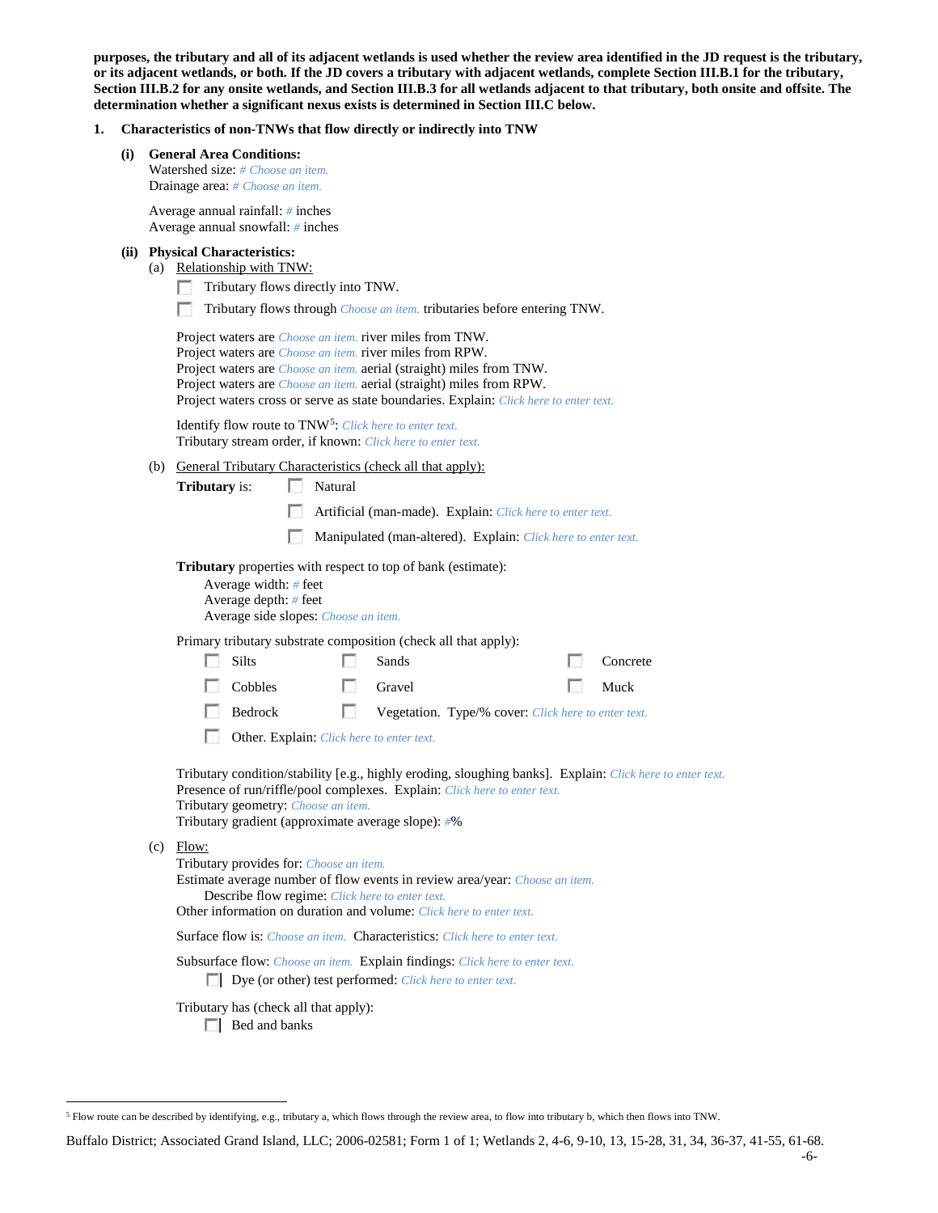**purposes, the tributary and all of its adjacent wetlands is used whether the review area identified in the JD request is the tributary, or its adjacent wetlands, or both. If the JD covers a tributary with adjacent wetlands, complete Section III.B.1 for the tributary, Section III.B.2 for any onsite wetlands, and Section III.B.3 for all wetlands adjacent to that tributary, both onsite and offsite. The determination whether a significant nexus exists is determined in Section III.C below.**

**1. Characteristics of non-TNWs that flow directly or indirectly into TNW**

**(i) General Area Conditions:**

Watershed size: # Choose an item.
Drainage area: # Choose an item.

Average annual rainfall: # inches
Average annual snowfall: # inches

**(ii) Physical Characteristics:**

(a) Relationship with TNW:

- ☐ Tributary flows directly into TNW.
- ☐ Tributary flows through Choose an item. tributaries before entering TNW.

Project waters are Choose an item. river miles from TNW.
Project waters are Choose an item. river miles from RPW.
Project waters are Choose an item. aerial (straight) miles from TNW.
Project waters are Choose an item. aerial (straight) miles from RPW.
Project waters cross or serve as state boundaries. Explain: Click here to enter text.

Identify flow route to TNW[5]: Click here to enter text.
Tributary stream order, if known: Click here to enter text.

(b) General Tributary Characteristics (check all that apply):

**Tributary** is:
- ☐ Natural
- ☐ Artificial (man-made). Explain: Click here to enter text.
- ☐ Manipulated (man-altered). Explain: Click here to enter text.

**Tributary** properties with respect to top of bank (estimate):
Average width: # feet
Average depth: # feet
Average side slopes: Choose an item.

Primary tributary substrate composition (check all that apply):

- ☐ Silts
- ☐ Sands
- ☐ Concrete
- ☐ Cobbles
- ☐ Gravel
- ☐ Muck
- ☐ Bedrock
- ☐ Vegetation. Type/% cover: Click here to enter text.
- ☐ Other. Explain: Click here to enter text.

Tributary condition/stability [e.g., highly eroding, sloughing banks]. Explain: Click here to enter text.
Presence of run/riffle/pool complexes. Explain: Click here to enter text.
Tributary geometry: Choose an item.
Tributary gradient (approximate average slope): #%

(c) Flow:

Tributary provides for: Choose an item.
Estimate average number of flow events in review area/year: Choose an item.
Describe flow regime: Click here to enter text.
Other information on duration and volume: Click here to enter text.

Surface flow is: Choose an item. Characteristics: Click here to enter text.

Subsurface flow: Choose an item. Explain findings: Click here to enter text.
- ☐ Dye (or other) test performed: Click here to enter text.

Tributary has (check all that apply):
- ☐ Bed and banks

[5] Flow route can be described by identifying, e.g., tributary a, which flows through the review area, to flow into tributary b, which then flows into TNW.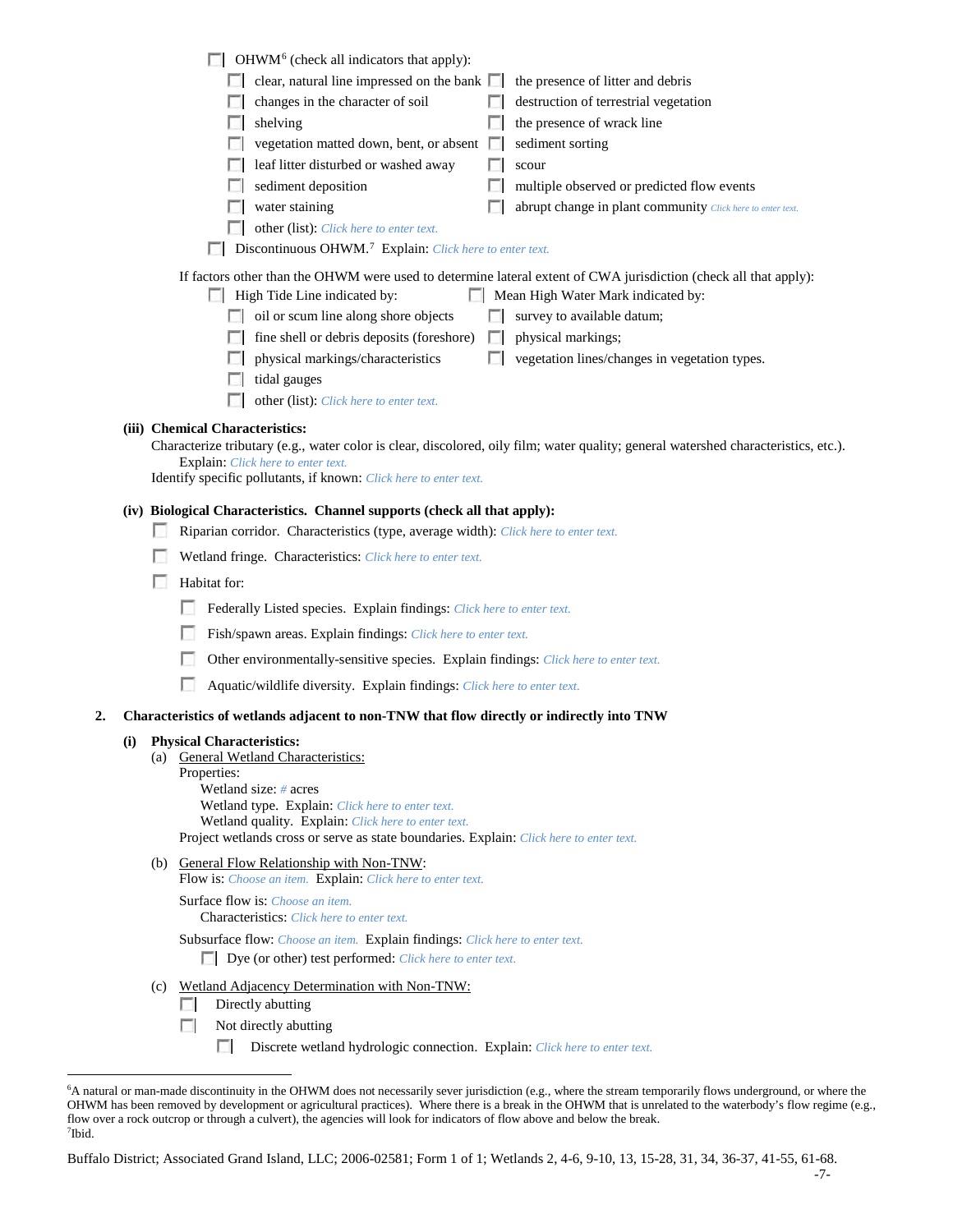☐ OHWM[6] (check all indicators that apply):

- ☐ clear, natural line impressed on the bank
- ☐ changes in the character of soil
- ☐ shelving
- ☐ vegetation matted down, bent, or absent
- ☐ leaf litter disturbed or washed away
- ☐ sediment deposition
- ☐ water staining
- ☐ other (list): Click here to enter text.
- ☐ the presence of litter and debris
- ☐ destruction of terrestrial vegetation
- ☐ the presence of wrack line
- ☐ sediment sorting
- ☐ scour
- ☐ multiple observed or predicted flow events
- ☐ abrupt change in plant community Click here to enter text.

☐ Discontinuous OHWM.[7] Explain: Click here to enter text.

If factors other than the OHWM were used to determine lateral extent of CWA jurisdiction (check all that apply):

☐ High Tide Line indicated by:

- ☐ oil or scum line along shore objects
- ☐ fine shell or debris deposits (foreshore)
- ☐ physical markings/characteristics
- ☐ tidal gauges
- ☐ other (list): Click here to enter text.

☐ Mean High Water Mark indicated by:

- ☐ survey to available datum;
- ☐ physical markings;
- ☐ vegetation lines/changes in vegetation types.

**(iii) Chemical Characteristics:**

Characterize tributary (e.g., water color is clear, discolored, oily film; water quality; general watershed characteristics, etc.).
Explain: Click here to enter text.
Identify specific pollutants, if known: Click here to enter text.

**(iv) Biological Characteristics. Channel supports (check all that apply):**

☐ Riparian corridor. Characteristics (type, average width): Click here to enter text.

☐ Wetland fringe. Characteristics: Click here to enter text.

☐ Habitat for:

- ☐ Federally Listed species. Explain findings: Click here to enter text.
- ☐ Fish/spawn areas. Explain findings: Click here to enter text.
- ☐ Other environmentally-sensitive species. Explain findings: Click here to enter text.
- ☐ Aquatic/wildlife diversity. Explain findings: Click here to enter text.

**2. Characteristics of wetlands adjacent to non-TNW that flow directly or indirectly into TNW**

**(i) Physical Characteristics:**

(a) General Wetland Characteristics:

Properties:

Wetland size: # acres
Wetland type. Explain: Click here to enter text.
Wetland quality. Explain: Click here to enter text.

Project wetlands cross or serve as state boundaries. Explain: Click here to enter text.

(b) General Flow Relationship with Non-TNW:

Flow is: Choose an item. Explain: Click here to enter text.

Surface flow is: Choose an item.
Characteristics: Click here to enter text.

Subsurface flow: Choose an item. Explain findings: Click here to enter text.
☐ Dye (or other) test performed: Click here to enter text.

(c) Wetland Adjacency Determination with Non-TNW:

☐ Directly abutting

☐ Not directly abutting

☐ Discrete wetland hydrologic connection. Explain: Click here to enter text.

---

[6]A natural or man-made discontinuity in the OHWM does not necessarily sever jurisdiction (e.g., where the stream temporarily flows underground, or where the OHWM has been removed by development or agricultural practices). Where there is a break in the OHWM that is unrelated to the waterbody's flow regime (e.g., flow over a rock outcrop or through a culvert), the agencies will look for indicators of flow above and below the break.
[7]Ibid.

Buffalo District; Associated Grand Island, LLC; 2006-02581; Form 1 of 1; Wetlands 2, 4-6, 9-10, 13, 15-28, 31, 34, 36-37, 41-55, 61-68.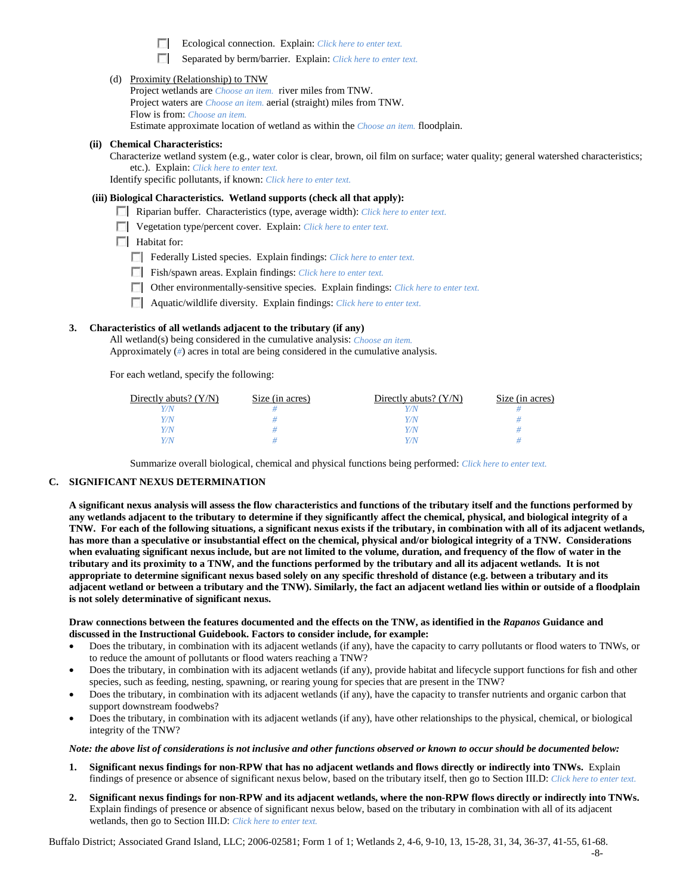☐ Ecological connection. Explain: *Click here to enter text.*

☐ Separated by berm/barrier. Explain: *Click here to enter text.*

(d) Proximity (Relationship) to TNW

Project wetlands are *Choose an item.* river miles from TNW.
Project waters are *Choose an item.* aerial (straight) miles from TNW.
Flow is from: *Choose an item.*
Estimate approximate location of wetland as within the *Choose an item.* floodplain.

**(ii) Chemical Characteristics:**

Characterize wetland system (e.g., water color is clear, brown, oil film on surface; water quality; general watershed characteristics; etc.). Explain: *Click here to enter text.*

Identify specific pollutants, if known: *Click here to enter text.*

**(iii) Biological Characteristics. Wetland supports (check all that apply):**

☐ Riparian buffer. Characteristics (type, average width): *Click here to enter text.*

☐ Vegetation type/percent cover. Explain: *Click here to enter text.*

☐ Habitat for:

- ☐ Federally Listed species. Explain findings: *Click here to enter text.*
- ☐ Fish/spawn areas. Explain findings: *Click here to enter text.*
- ☐ Other environmentally-sensitive species. Explain findings: *Click here to enter text.*
- ☐ Aquatic/wildlife diversity. Explain findings: *Click here to enter text.*

**3. Characteristics of all wetlands adjacent to the tributary (if any)**

All wetland(s) being considered in the cumulative analysis: *Choose an item.*
Approximately (*#*) acres in total are being considered in the cumulative analysis.

For each wetland, specify the following:

| Directly abuts? (Y/N) | Size (in acres) | Directly abuts? (Y/N) | Size (in acres) |
|---|---|---|---|
| Y/N | # | Y/N | # |
| Y/N | # | Y/N | # |
| Y/N | # | Y/N | # |
| Y/N | # | Y/N | # |

Summarize overall biological, chemical and physical functions being performed: *Click here to enter text.*

## C. SIGNIFICANT NEXUS DETERMINATION

**A significant nexus analysis will assess the flow characteristics and functions of the tributary itself and the functions performed by any wetlands adjacent to the tributary to determine if they significantly affect the chemical, physical, and biological integrity of a TNW. For each of the following situations, a significant nexus exists if the tributary, in combination with all of its adjacent wetlands, has more than a speculative or insubstantial effect on the chemical, physical and/or biological integrity of a TNW. Considerations when evaluating significant nexus include, but are not limited to the volume, duration, and frequency of the flow of water in the tributary and its proximity to a TNW, and the functions performed by the tributary and all its adjacent wetlands. It is not appropriate to determine significant nexus based solely on any specific threshold of distance (e.g. between a tributary and its adjacent wetland or between a tributary and the TNW). Similarly, the fact an adjacent wetland lies within or outside of a floodplain is not solely determinative of significant nexus.**

**Draw connections between the features documented and the effects on the TNW, as identified in the *Rapanos* Guidance and discussed in the Instructional Guidebook. Factors to consider include, for example:**

- Does the tributary, in combination with its adjacent wetlands (if any), have the capacity to carry pollutants or flood waters to TNWs, or to reduce the amount of pollutants or flood waters reaching a TNW?
- Does the tributary, in combination with its adjacent wetlands (if any), provide habitat and lifecycle support functions for fish and other species, such as feeding, nesting, spawning, or rearing young for species that are present in the TNW?
- Does the tributary, in combination with its adjacent wetlands (if any), have the capacity to transfer nutrients and organic carbon that support downstream foodwebs?
- Does the tributary, in combination with its adjacent wetlands (if any), have other relationships to the physical, chemical, or biological integrity of the TNW?

***Note: the above list of considerations is not inclusive and other functions observed or known to occur should be documented below:***

1. **Significant nexus findings for non-RPW that has no adjacent wetlands and flows directly or indirectly into TNWs.** Explain findings of presence or absence of significant nexus below, based on the tributary itself, then go to Section III.D: *Click here to enter text.*

2. **Significant nexus findings for non-RPW and its adjacent wetlands, where the non-RPW flows directly or indirectly into TNWs.** Explain findings of presence or absence of significant nexus below, based on the tributary in combination with all of its adjacent wetlands, then go to Section III.D: *Click here to enter text.*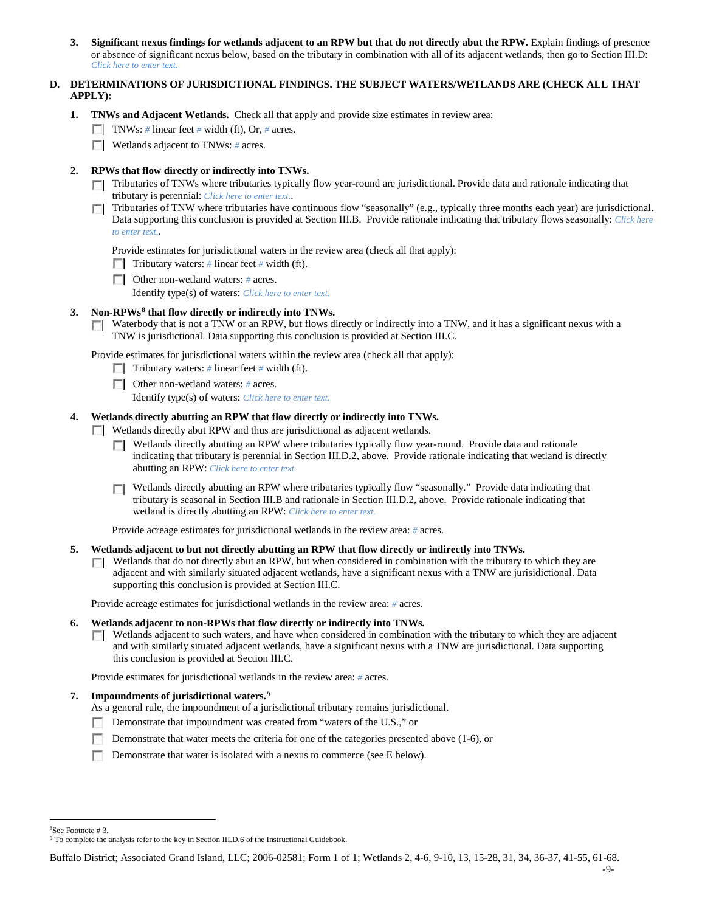3. **Significant nexus findings for wetlands adjacent to an RPW but that do not directly abut the RPW.** Explain findings of presence or absence of significant nexus below, based on the tributary in combination with all of its adjacent wetlands, then go to Section III.D: *Click here to enter text.*

**D. DETERMINATIONS OF JURISDICTIONAL FINDINGS. THE SUBJECT WATERS/WETLANDS ARE (CHECK ALL THAT APPLY):**

1. **TNWs and Adjacent Wetlands.** Check all that apply and provide size estimates in review area:
   - ☐ TNWs: # linear feet # width (ft), Or, # acres.
   - ☐ Wetlands adjacent to TNWs: # acres.

2. **RPWs that flow directly or indirectly into TNWs.**
   - ☐ Tributaries of TNWs where tributaries typically flow year-round are jurisdictional. Provide data and rationale indicating that tributary is perennial: *Click here to enter text.*.
   - ☐ Tributaries of TNW where tributaries have continuous flow "seasonally" (e.g., typically three months each year) are jurisdictional. Data supporting this conclusion is provided at Section III.B. Provide rationale indicating that tributary flows seasonally: *Click here to enter text.*.

   Provide estimates for jurisdictional waters in the review area (check all that apply):
   - ☐ Tributary waters: # linear feet # width (ft).
   - ☐ Other non-wetland waters: # acres.
     Identify type(s) of waters: *Click here to enter text.*

3. **Non-RPWs[8] that flow directly or indirectly into TNWs.**
   - ☐ Waterbody that is not a TNW or an RPW, but flows directly or indirectly into a TNW, and it has a significant nexus with a TNW is jurisdictional. Data supporting this conclusion is provided at Section III.C.

   Provide estimates for jurisdictional waters within the review area (check all that apply):
   - ☐ Tributary waters: # linear feet # width (ft).
   - ☐ Other non-wetland waters: # acres.
     Identify type(s) of waters: *Click here to enter text.*

4. **Wetlands directly abutting an RPW that flow directly or indirectly into TNWs.**
   - ☐ Wetlands directly abut RPW and thus are jurisdictional as adjacent wetlands.
     - ☐ Wetlands directly abutting an RPW where tributaries typically flow year-round. Provide data and rationale indicating that tributary is perennial in Section III.D.2, above. Provide rationale indicating that wetland is directly abutting an RPW: *Click here to enter text.*
     - ☐ Wetlands directly abutting an RPW where tributaries typically flow "seasonally." Provide data indicating that tributary is seasonal in Section III.B and rationale in Section III.D.2, above. Provide rationale indicating that wetland is directly abutting an RPW: *Click here to enter text.*

   Provide acreage estimates for jurisdictional wetlands in the review area: # acres.

5. **Wetlands adjacent to but not directly abutting an RPW that flow directly or indirectly into TNWs.**
   - ☐ Wetlands that do not directly abut an RPW, but when considered in combination with the tributary to which they are adjacent and with similarly situated adjacent wetlands, have a significant nexus with a TNW are jurisidictional. Data supporting this conclusion is provided at Section III.C.

   Provide acreage estimates for jurisdictional wetlands in the review area: # acres.

6. **Wetlands adjacent to non-RPWs that flow directly or indirectly into TNWs.**
   - ☐ Wetlands adjacent to such waters, and have when considered in combination with the tributary to which they are adjacent and with similarly situated adjacent wetlands, have a significant nexus with a TNW are jurisdictional. Data supporting this conclusion is provided at Section III.C.

   Provide estimates for jurisdictional wetlands in the review area: # acres.

7. **Impoundments of jurisdictional waters.[9]**
   As a general rule, the impoundment of a jurisdictional tributary remains jurisdictional.
   - ☐ Demonstrate that impoundment was created from "waters of the U.S.," or
   - ☐ Demonstrate that water meets the criteria for one of the categories presented above (1-6), or
   - ☐ Demonstrate that water is isolated with a nexus to commerce (see E below).

---

[8] See Footnote # 3.
[9] To complete the analysis refer to the key in Section III.D.6 of the Instructional Guidebook.

Buffalo District; Associated Grand Island, LLC; 2006-02581; Form 1 of 1; Wetlands 2, 4-6, 9-10, 13, 15-28, 31, 34, 36-37, 41-55, 61-68.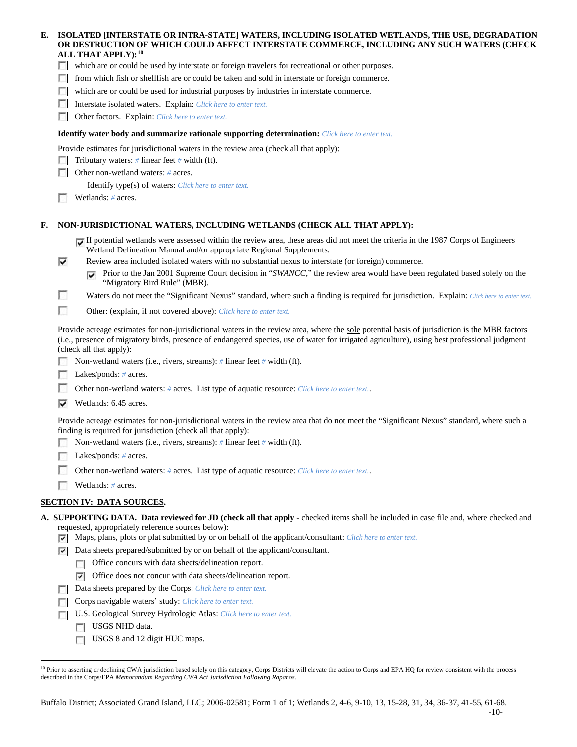**E. ISOLATED [INTERSTATE OR INTRA-STATE] WATERS, INCLUDING ISOLATED WETLANDS, THE USE, DEGRADATION OR DESTRUCTION OF WHICH COULD AFFECT INTERSTATE COMMERCE, INCLUDING ANY SUCH WATERS (CHECK ALL THAT APPLY):**[10]

- ☐ which are or could be used by interstate or foreign travelers for recreational or other purposes.
- ☐ from which fish or shellfish are or could be taken and sold in interstate or foreign commerce.
- ☐ which are or could be used for industrial purposes by industries in interstate commerce.
- ☐ Interstate isolated waters. Explain: *Click here to enter text.*
- ☐ Other factors. Explain: *Click here to enter text.*

**Identify water body and summarize rationale supporting determination:** *Click here to enter text.*

Provide estimates for jurisdictional waters in the review area (check all that apply):

- ☐ Tributary waters: # linear feet # width (ft).
- ☐ Other non-wetland waters: # acres.
  - Identify type(s) of waters: *Click here to enter text.*
- ☐ Wetlands: # acres.

**F. NON-JURISDICTIONAL WATERS, INCLUDING WETLANDS (CHECK ALL THAT APPLY):**

- ☑ If potential wetlands were assessed within the review area, these areas did not meet the criteria in the 1987 Corps of Engineers Wetland Delineation Manual and/or appropriate Regional Supplements.
- ☑ Review area included isolated waters with no substantial nexus to interstate (or foreign) commerce.
  - ☑ Prior to the Jan 2001 Supreme Court decision in "*SWANCC*," the review area would have been regulated based solely on the "Migratory Bird Rule" (MBR).
- ☐ Waters do not meet the "Significant Nexus" standard, where such a finding is required for jurisdiction. Explain: *Click here to enter text.*
- ☐ Other: (explain, if not covered above): *Click here to enter text.*

Provide acreage estimates for non-jurisdictional waters in the review area, where the sole potential basis of jurisdiction is the MBR factors (i.e., presence of migratory birds, presence of endangered species, use of water for irrigated agriculture), using best professional judgment (check all that apply):

- ☐ Non-wetland waters (i.e., rivers, streams): # linear feet # width (ft).
- ☐ Lakes/ponds: # acres.
- ☐ Other non-wetland waters: # acres. List type of aquatic resource: *Click here to enter text.*.
- ☑ Wetlands: 6.45 acres.

Provide acreage estimates for non-jurisdictional waters in the review area that do not meet the "Significant Nexus" standard, where such a finding is required for jurisdiction (check all that apply):

- ☐ Non-wetland waters (i.e., rivers, streams): # linear feet # width (ft).
- ☐ Lakes/ponds: # acres.
- ☐ Other non-wetland waters: # acres. List type of aquatic resource: *Click here to enter text.*.
- ☐ Wetlands: # acres.

## SECTION IV: DATA SOURCES.

**A. SUPPORTING DATA. Data reviewed for JD (check all that apply** - checked items shall be included in case file and, where checked and requested, appropriately reference sources below):

- ☑ Maps, plans, plots or plat submitted by or on behalf of the applicant/consultant: *Click here to enter text.*
- ☑ Data sheets prepared/submitted by or on behalf of the applicant/consultant.
  - ☐ Office concurs with data sheets/delineation report.
  - ☑ Office does not concur with data sheets/delineation report.
- ☐ Data sheets prepared by the Corps: *Click here to enter text.*
- ☐ Corps navigable waters' study: *Click here to enter text.*
- ☐ U.S. Geological Survey Hydrologic Atlas: *Click here to enter text.*
  - ☐ USGS NHD data.
  - ☐ USGS 8 and 12 digit HUC maps.

[10] Prior to asserting or declining CWA jurisdiction based solely on this category, Corps Districts will elevate the action to Corps and EPA HQ for review consistent with the process described in the Corps/EPA *Memorandum Regarding CWA Act Jurisdiction Following Rapanos.*

Buffalo District; Associated Grand Island, LLC; 2006-02581; Form 1 of 1; Wetlands 2, 4-6, 9-10, 13, 15-28, 31, 34, 36-37, 41-55, 61-68.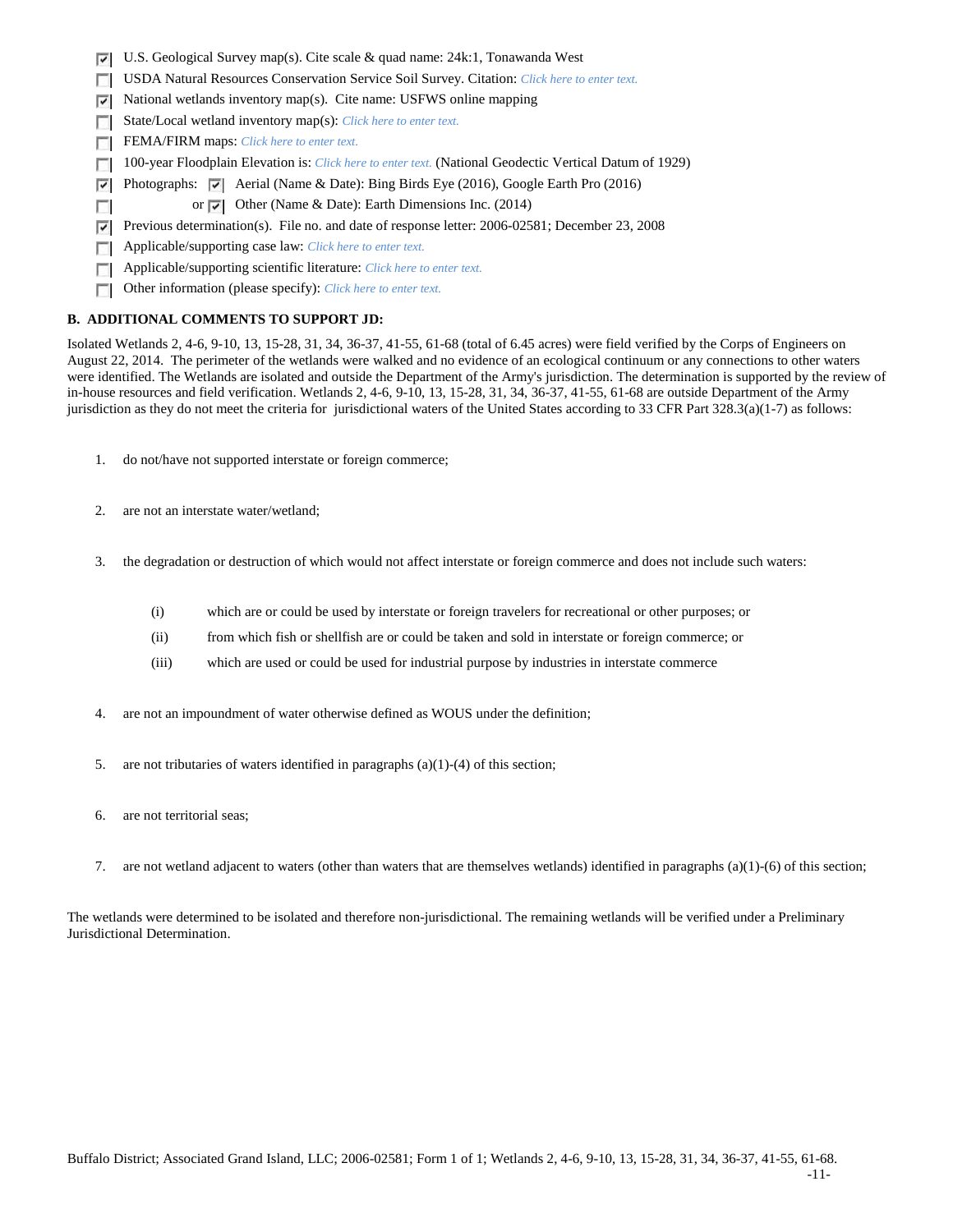- ☑ U.S. Geological Survey map(s). Cite scale & quad name: 24k:1, Tonawanda West
- ☐ USDA Natural Resources Conservation Service Soil Survey. Citation: *Click here to enter text.*
- ☑ National wetlands inventory map(s). Cite name: USFWS online mapping
- ☐ State/Local wetland inventory map(s): *Click here to enter text.*
- ☐ FEMA/FIRM maps: *Click here to enter text.*
- ☐ 100-year Floodplain Elevation is: *Click here to enter text.* (National Geodectic Vertical Datum of 1929)
- ☑ Photographs: ☑ Aerial (Name & Date): Bing Birds Eye (2016), Google Earth Pro (2016)
- ☐ or ☑ Other (Name & Date): Earth Dimensions Inc. (2014)
- ☑ Previous determination(s). File no. and date of response letter: 2006-02581; December 23, 2008
- ☐ Applicable/supporting case law: *Click here to enter text.*
- ☐ Applicable/supporting scientific literature: *Click here to enter text.*
- ☐ Other information (please specify): *Click here to enter text.*

**B. ADDITIONAL COMMENTS TO SUPPORT JD:**

Isolated Wetlands 2, 4-6, 9-10, 13, 15-28, 31, 34, 36-37, 41-55, 61-68 (total of 6.45 acres) were field verified by the Corps of Engineers on August 22, 2014. The perimeter of the wetlands were walked and no evidence of an ecological continuum or any connections to other waters were identified. The Wetlands are isolated and outside the Department of the Army's jurisdiction. The determination is supported by the review of in-house resources and field verification. Wetlands 2, 4-6, 9-10, 13, 15-28, 31, 34, 36-37, 41-55, 61-68 are outside Department of the Army jurisdiction as they do not meet the criteria for jurisdictional waters of the United States according to 33 CFR Part 328.3(a)(1-7) as follows:

1. do not/have not supported interstate or foreign commerce;
2. are not an interstate water/wetland;
3. the degradation or destruction of which would not affect interstate or foreign commerce and does not include such waters:
   - (i) which are or could be used by interstate or foreign travelers for recreational or other purposes; or
   - (ii) from which fish or shellfish are or could be taken and sold in interstate or foreign commerce; or
   - (iii) which are used or could be used for industrial purpose by industries in interstate commerce
4. are not an impoundment of water otherwise defined as WOUS under the definition;
5. are not tributaries of waters identified in paragraphs (a)(1)-(4) of this section;
6. are not territorial seas;
7. are not wetland adjacent to waters (other than waters that are themselves wetlands) identified in paragraphs (a)(1)-(6) of this section;

The wetlands were determined to be isolated and therefore non-jurisdictional. The remaining wetlands will be verified under a Preliminary Jurisdictional Determination.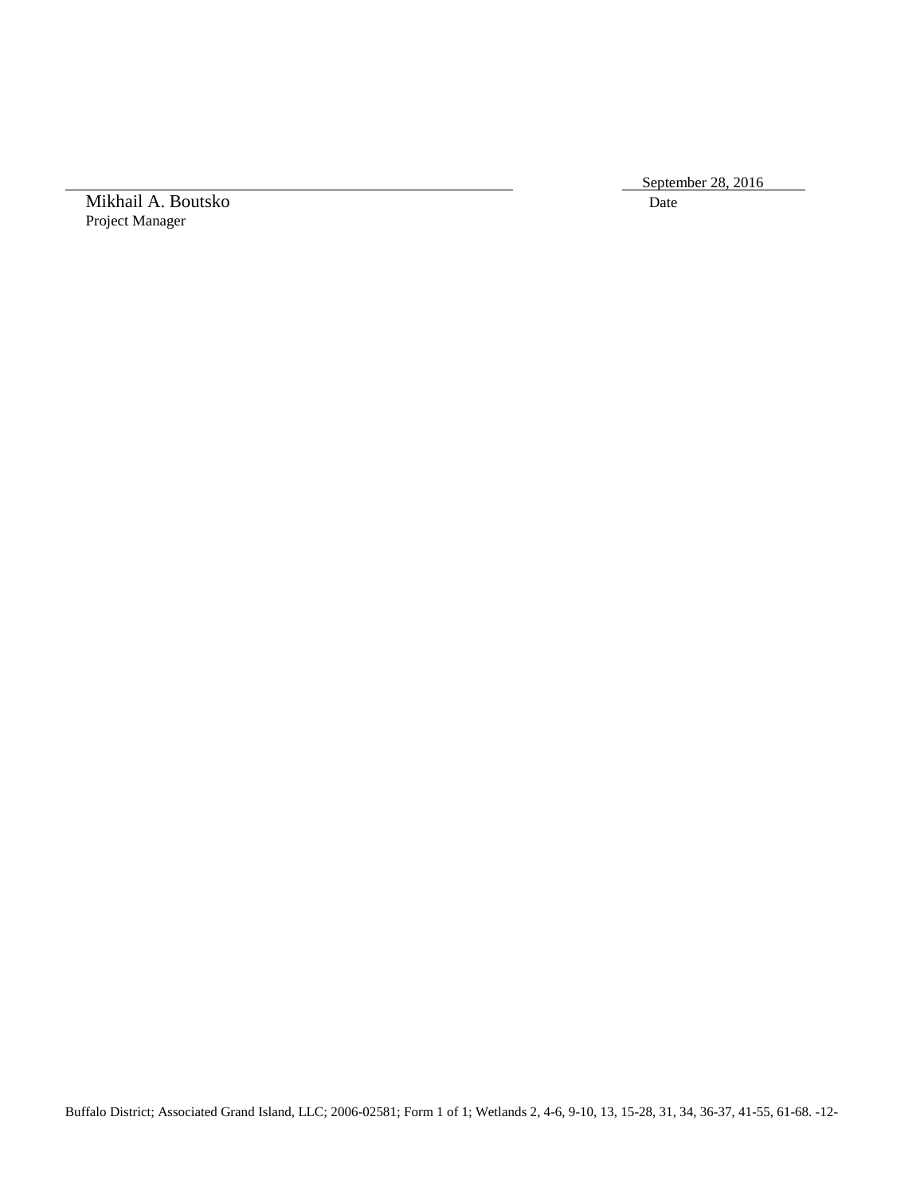September 28, 2016

Mikhail A. Boutsko
Project Manager

Date